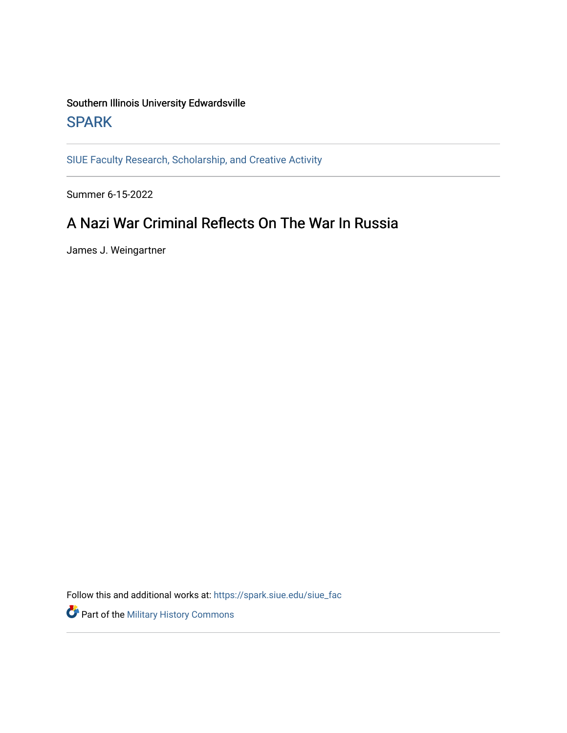Southern Illinois University Edwardsville

SPARK

SIUE Faculty Research, Scholarship, and Creative Activity

Summer 6-15-2022

# A Nazi War Criminal Reflects On The War In Russia

James J. Weingartner

Follow this and additional works at: https://spark.siue.edu/siue_fac

Part of the Military History Commons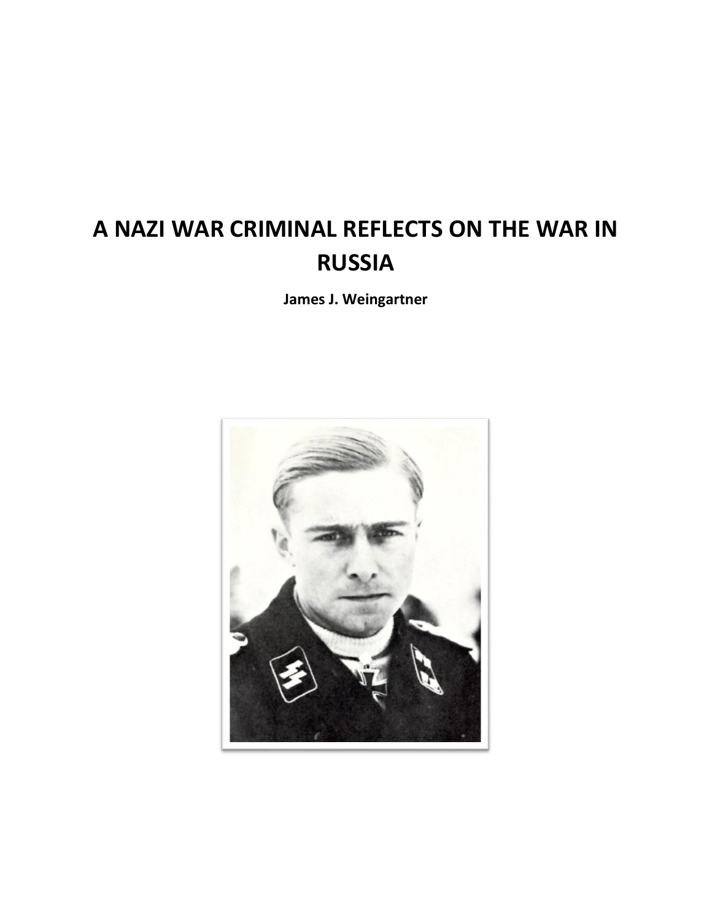# A NAZI WAR CRIMINAL REFLECTS ON THE WAR IN RUSSIA

**James J. Weingartner**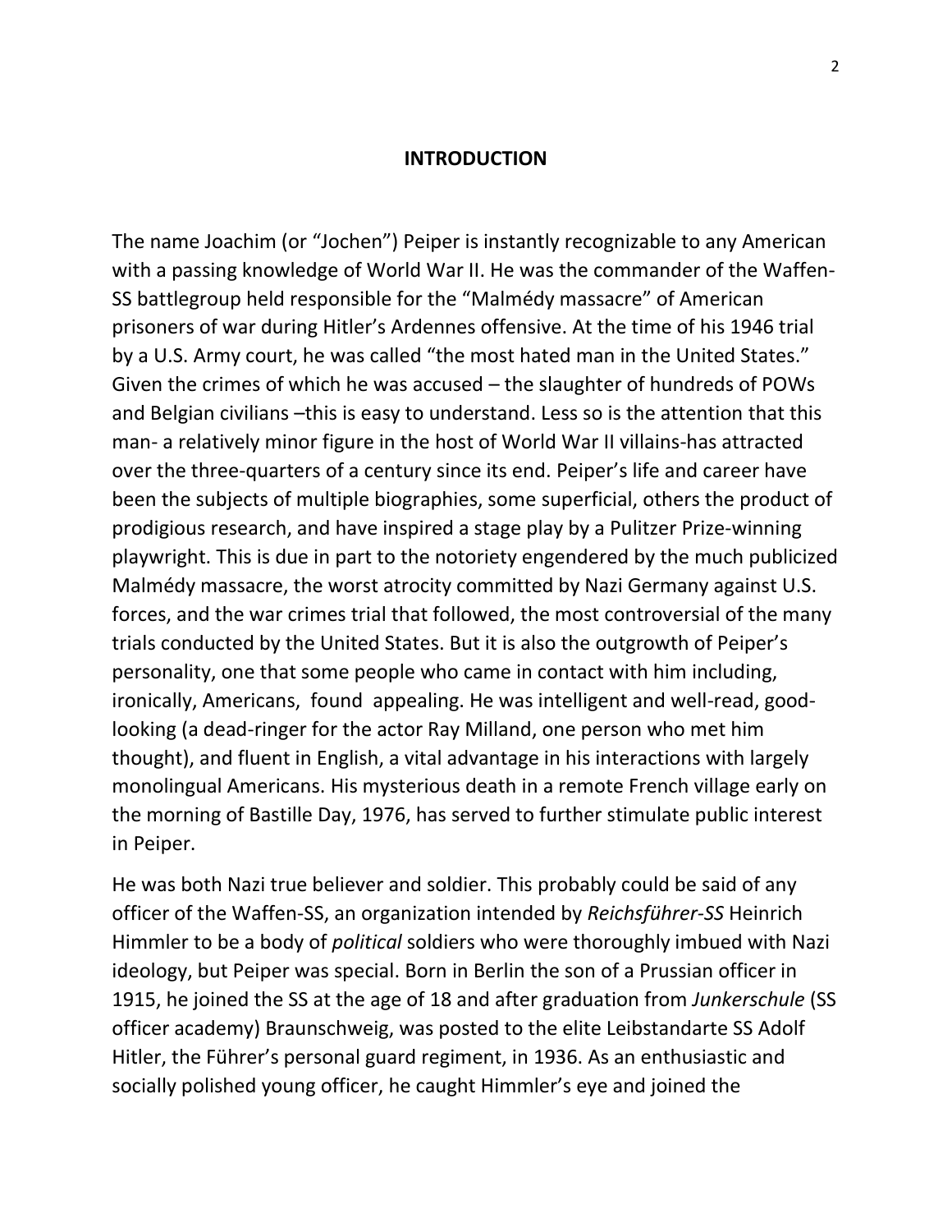## INTRODUCTION

The name Joachim (or "Jochen") Peiper is instantly recognizable to any American with a passing knowledge of World War II. He was the commander of the Waffen-SS battlegroup held responsible for the "Malmédy massacre" of American prisoners of war during Hitler's Ardennes offensive. At the time of his 1946 trial by a U.S. Army court, he was called "the most hated man in the United States." Given the crimes of which he was accused – the slaughter of hundreds of POWs and Belgian civilians –this is easy to understand. Less so is the attention that this man- a relatively minor figure in the host of World War II villains-has attracted over the three-quarters of a century since its end. Peiper's life and career have been the subjects of multiple biographies, some superficial, others the product of prodigious research, and have inspired a stage play by a Pulitzer Prize-winning playwright. This is due in part to the notoriety engendered by the much publicized Malmédy massacre, the worst atrocity committed by Nazi Germany against U.S. forces, and the war crimes trial that followed, the most controversial of the many trials conducted by the United States. But it is also the outgrowth of Peiper's personality, one that some people who came in contact with him including, ironically, Americans, found appealing. He was intelligent and well-read, good-looking (a dead-ringer for the actor Ray Milland, one person who met him thought), and fluent in English, a vital advantage in his interactions with largely monolingual Americans. His mysterious death in a remote French village early on the morning of Bastille Day, 1976, has served to further stimulate public interest in Peiper.

He was both Nazi true believer and soldier. This probably could be said of any officer of the Waffen-SS, an organization intended by *Reichsführer-SS* Heinrich Himmler to be a body of *political* soldiers who were thoroughly imbued with Nazi ideology, but Peiper was special. Born in Berlin the son of a Prussian officer in 1915, he joined the SS at the age of 18 and after graduation from *Junkerschule* (SS officer academy) Braunschweig, was posted to the elite Leibstandarte SS Adolf Hitler, the Führer's personal guard regiment, in 1936. As an enthusiastic and socially polished young officer, he caught Himmler's eye and joined the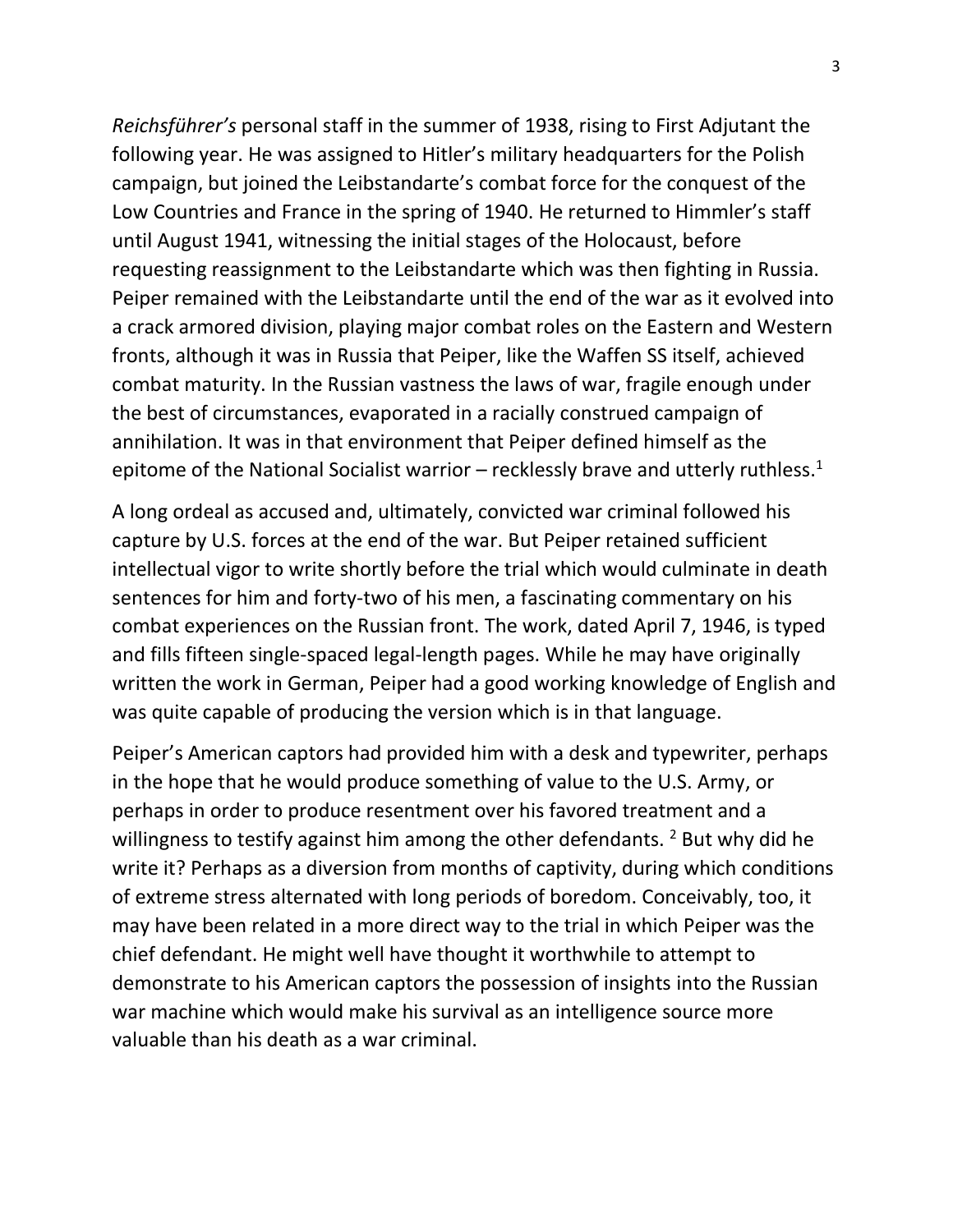*Reichsführer's* personal staff in the summer of 1938, rising to First Adjutant the following year. He was assigned to Hitler's military headquarters for the Polish campaign, but joined the Leibstandarte's combat force for the conquest of the Low Countries and France in the spring of 1940. He returned to Himmler's staff until August 1941, witnessing the initial stages of the Holocaust, before requesting reassignment to the Leibstandarte which was then fighting in Russia. Peiper remained with the Leibstandarte until the end of the war as it evolved into a crack armored division, playing major combat roles on the Eastern and Western fronts, although it was in Russia that Peiper, like the Waffen SS itself, achieved combat maturity. In the Russian vastness the laws of war, fragile enough under the best of circumstances, evaporated in a racially construed campaign of annihilation. It was in that environment that Peiper defined himself as the epitome of the National Socialist warrior – recklessly brave and utterly ruthless.[1]

A long ordeal as accused and, ultimately, convicted war criminal followed his capture by U.S. forces at the end of the war. But Peiper retained sufficient intellectual vigor to write shortly before the trial which would culminate in death sentences for him and forty-two of his men, a fascinating commentary on his combat experiences on the Russian front. The work, dated April 7, 1946, is typed and fills fifteen single-spaced legal-length pages. While he may have originally written the work in German, Peiper had a good working knowledge of English and was quite capable of producing the version which is in that language.

Peiper's American captors had provided him with a desk and typewriter, perhaps in the hope that he would produce something of value to the U.S. Army, or perhaps in order to produce resentment over his favored treatment and a willingness to testify against him among the other defendants. [2] But why did he write it? Perhaps as a diversion from months of captivity, during which conditions of extreme stress alternated with long periods of boredom. Conceivably, too, it may have been related in a more direct way to the trial in which Peiper was the chief defendant. He might well have thought it worthwhile to attempt to demonstrate to his American captors the possession of insights into the Russian war machine which would make his survival as an intelligence source more valuable than his death as a war criminal.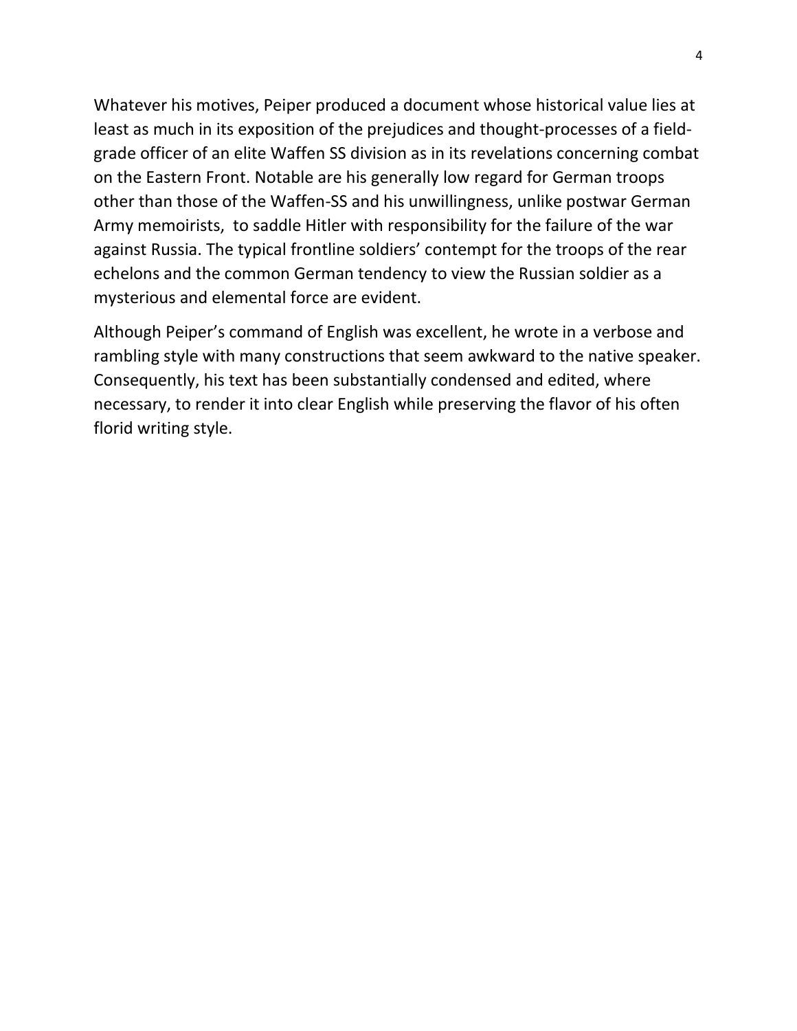Whatever his motives, Peiper produced a document whose historical value lies at least as much in its exposition of the prejudices and thought-processes of a field-grade officer of an elite Waffen SS division as in its revelations concerning combat on the Eastern Front. Notable are his generally low regard for German troops other than those of the Waffen-SS and his unwillingness, unlike postwar German Army memoirists, to saddle Hitler with responsibility for the failure of the war against Russia. The typical frontline soldiers' contempt for the troops of the rear echelons and the common German tendency to view the Russian soldier as a mysterious and elemental force are evident.

Although Peiper's command of English was excellent, he wrote in a verbose and rambling style with many constructions that seem awkward to the native speaker. Consequently, his text has been substantially condensed and edited, where necessary, to render it into clear English while preserving the flavor of his often florid writing style.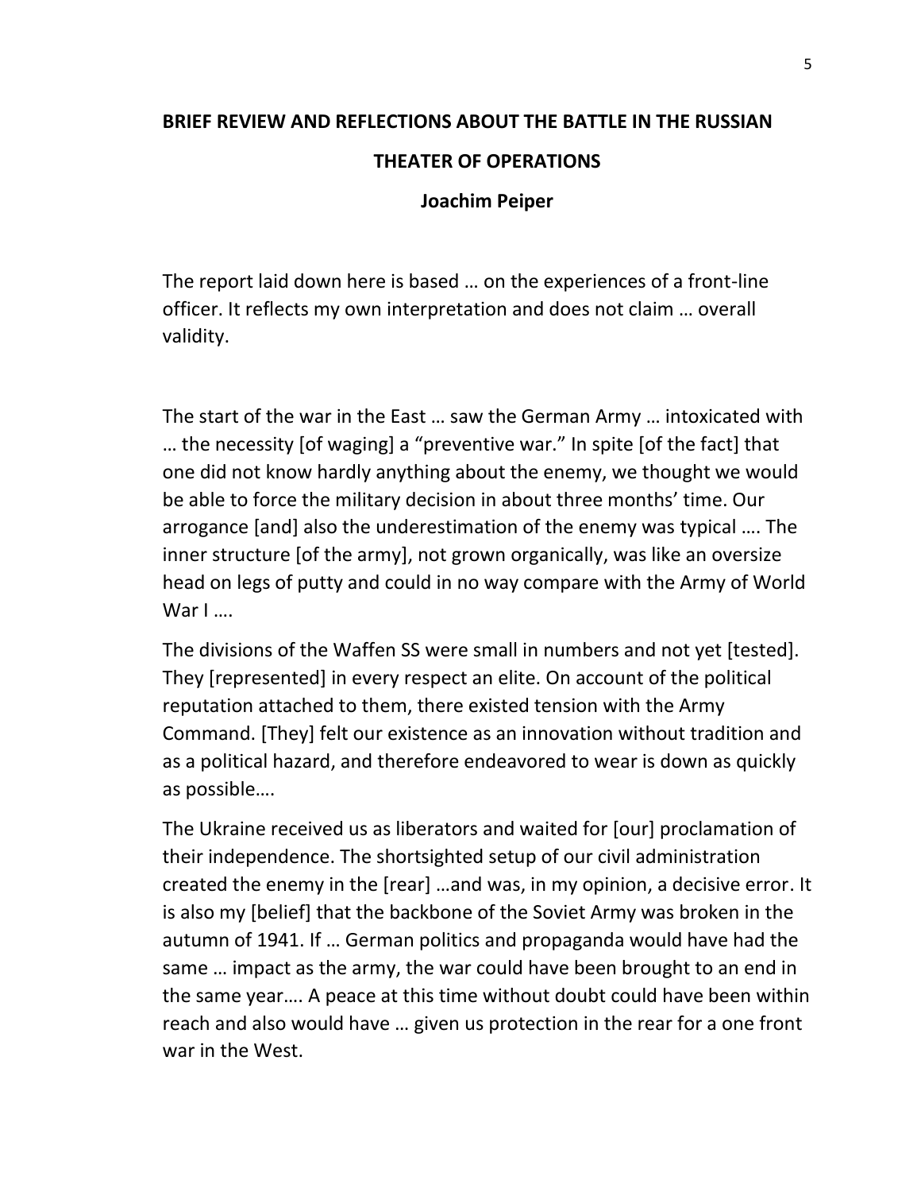## BRIEF REVIEW AND REFLECTIONS ABOUT THE BATTLE IN THE RUSSIAN THEATER OF OPERATIONS

**Joachim Peiper**

The report laid down here is based … on the experiences of a front-line officer. It reflects my own interpretation and does not claim … overall validity.

The start of the war in the East … saw the German Army … intoxicated with … the necessity [of waging] a "preventive war." In spite [of the fact] that one did not know hardly anything about the enemy, we thought we would be able to force the military decision in about three months' time. Our arrogance [and] also the underestimation of the enemy was typical …. The inner structure [of the army], not grown organically, was like an oversize head on legs of putty and could in no way compare with the Army of World War I ….

The divisions of the Waffen SS were small in numbers and not yet [tested]. They [represented] in every respect an elite. On account of the political reputation attached to them, there existed tension with the Army Command. [They] felt our existence as an innovation without tradition and as a political hazard, and therefore endeavored to wear is down as quickly as possible….

The Ukraine received us as liberators and waited for [our] proclamation of their independence. The shortsighted setup of our civil administration created the enemy in the [rear] …and was, in my opinion, a decisive error. It is also my [belief] that the backbone of the Soviet Army was broken in the autumn of 1941. If … German politics and propaganda would have had the same … impact as the army, the war could have been brought to an end in the same year…. A peace at this time without doubt could have been within reach and also would have … given us protection in the rear for a one front war in the West.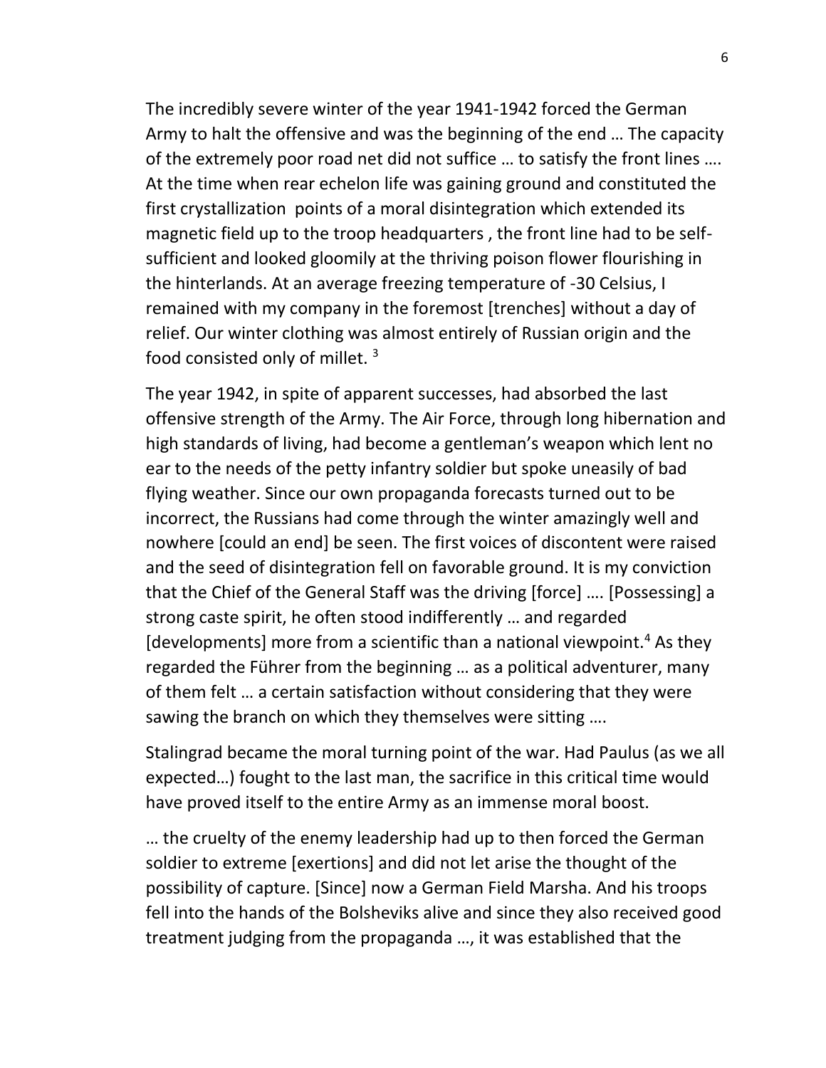The incredibly severe winter of the year 1941-1942 forced the German Army to halt the offensive and was the beginning of the end … The capacity of the extremely poor road net did not suffice … to satisfy the front lines …. At the time when rear echelon life was gaining ground and constituted the first crystallization points of a moral disintegration which extended its magnetic field up to the troop headquarters , the front line had to be self-sufficient and looked gloomily at the thriving poison flower flourishing in the hinterlands. At an average freezing temperature of -30 Celsius, I remained with my company in the foremost [trenches] without a day of relief. Our winter clothing was almost entirely of Russian origin and the food consisted only of millet. [3]

The year 1942, in spite of apparent successes, had absorbed the last offensive strength of the Army. The Air Force, through long hibernation and high standards of living, had become a gentleman's weapon which lent no ear to the needs of the petty infantry soldier but spoke uneasily of bad flying weather. Since our own propaganda forecasts turned out to be incorrect, the Russians had come through the winter amazingly well and nowhere [could an end] be seen. The first voices of discontent were raised and the seed of disintegration fell on favorable ground. It is my conviction that the Chief of the General Staff was the driving [force] …. [Possessing] a strong caste spirit, he often stood indifferently … and regarded [developments] more from a scientific than a national viewpoint.[4] As they regarded the Führer from the beginning … as a political adventurer, many of them felt … a certain satisfaction without considering that they were sawing the branch on which they themselves were sitting ….

Stalingrad became the moral turning point of the war. Had Paulus (as we all expected…) fought to the last man, the sacrifice in this critical time would have proved itself to the entire Army as an immense moral boost.

… the cruelty of the enemy leadership had up to then forced the German soldier to extreme [exertions] and did not let arise the thought of the possibility of capture. [Since] now a German Field Marsha. And his troops fell into the hands of the Bolsheviks alive and since they also received good treatment judging from the propaganda …, it was established that the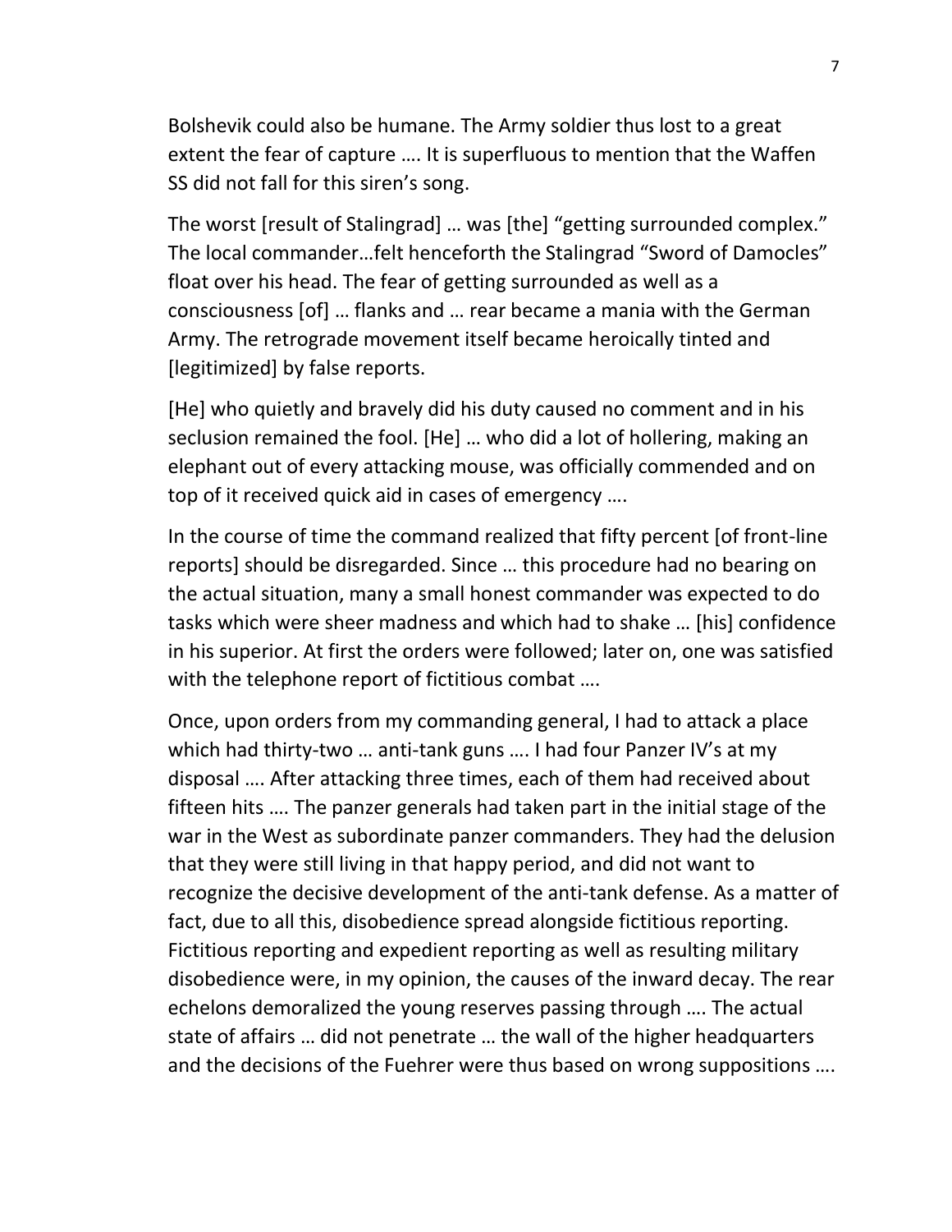Bolshevik could also be humane. The Army soldier thus lost to a great extent the fear of capture …. It is superfluous to mention that the Waffen SS did not fall for this siren's song.

The worst [result of Stalingrad] … was [the] "getting surrounded complex." The local commander…felt henceforth the Stalingrad "Sword of Damocles" float over his head. The fear of getting surrounded as well as a consciousness [of] … flanks and … rear became a mania with the German Army. The retrograde movement itself became heroically tinted and [legitimized] by false reports.

[He] who quietly and bravely did his duty caused no comment and in his seclusion remained the fool. [He] … who did a lot of hollering, making an elephant out of every attacking mouse, was officially commended and on top of it received quick aid in cases of emergency ….

In the course of time the command realized that fifty percent [of front-line reports] should be disregarded. Since … this procedure had no bearing on the actual situation, many a small honest commander was expected to do tasks which were sheer madness and which had to shake … [his] confidence in his superior. At first the orders were followed; later on, one was satisfied with the telephone report of fictitious combat ….

Once, upon orders from my commanding general, I had to attack a place which had thirty-two … anti-tank guns …. I had four Panzer IV's at my disposal …. After attacking three times, each of them had received about fifteen hits …. The panzer generals had taken part in the initial stage of the war in the West as subordinate panzer commanders. They had the delusion that they were still living in that happy period, and did not want to recognize the decisive development of the anti-tank defense. As a matter of fact, due to all this, disobedience spread alongside fictitious reporting. Fictitious reporting and expedient reporting as well as resulting military disobedience were, in my opinion, the causes of the inward decay. The rear echelons demoralized the young reserves passing through …. The actual state of affairs … did not penetrate … the wall of the higher headquarters and the decisions of the Fuehrer were thus based on wrong suppositions ….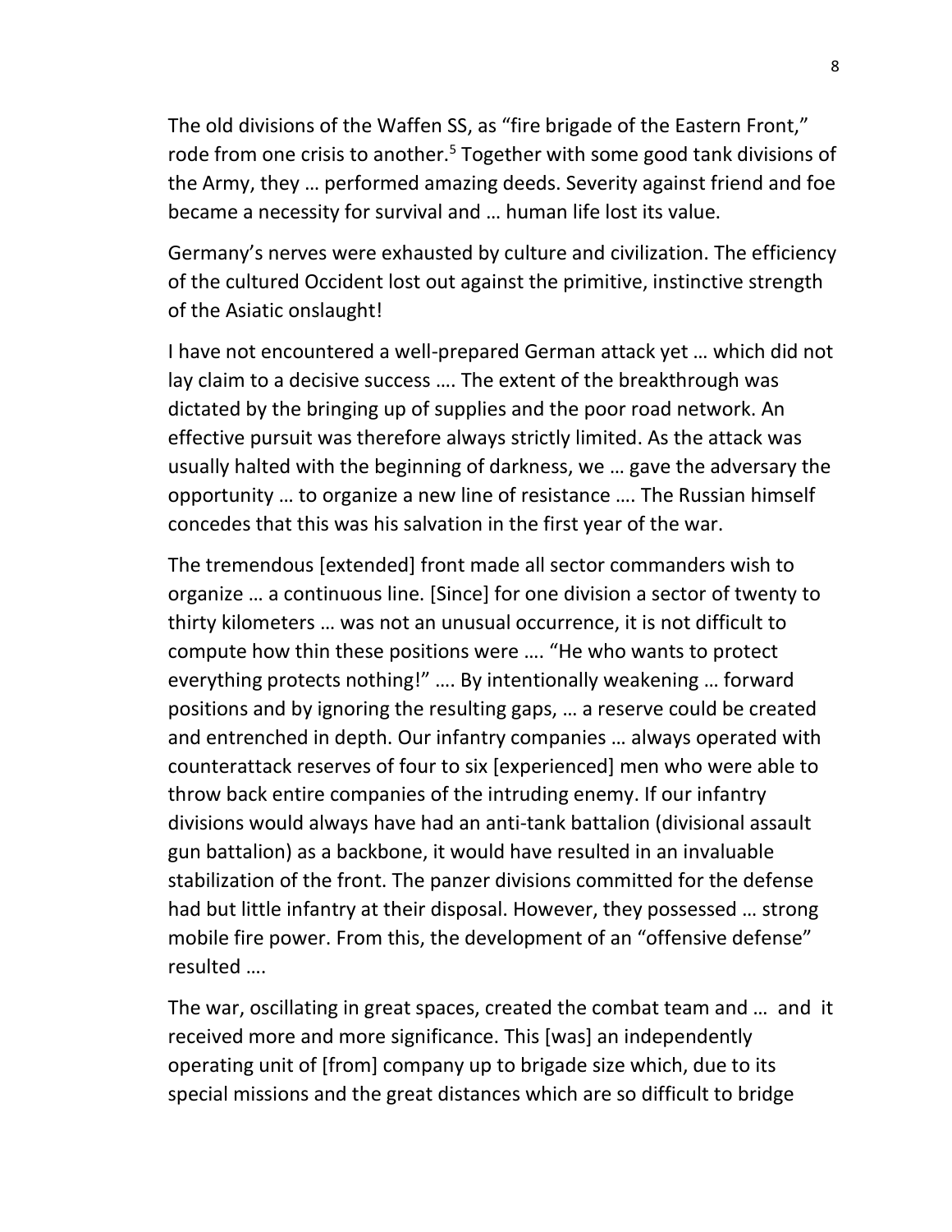The old divisions of the Waffen SS, as "fire brigade of the Eastern Front," rode from one crisis to another.[5] Together with some good tank divisions of the Army, they … performed amazing deeds. Severity against friend and foe became a necessity for survival and … human life lost its value.

Germany's nerves were exhausted by culture and civilization. The efficiency of the cultured Occident lost out against the primitive, instinctive strength of the Asiatic onslaught!

I have not encountered a well-prepared German attack yet … which did not lay claim to a decisive success …. The extent of the breakthrough was dictated by the bringing up of supplies and the poor road network. An effective pursuit was therefore always strictly limited. As the attack was usually halted with the beginning of darkness, we … gave the adversary the opportunity … to organize a new line of resistance …. The Russian himself concedes that this was his salvation in the first year of the war.

The tremendous [extended] front made all sector commanders wish to organize … a continuous line. [Since] for one division a sector of twenty to thirty kilometers … was not an unusual occurrence, it is not difficult to compute how thin these positions were …. "He who wants to protect everything protects nothing!" …. By intentionally weakening … forward positions and by ignoring the resulting gaps, … a reserve could be created and entrenched in depth. Our infantry companies … always operated with counterattack reserves of four to six [experienced] men who were able to throw back entire companies of the intruding enemy. If our infantry divisions would always have had an anti-tank battalion (divisional assault gun battalion) as a backbone, it would have resulted in an invaluable stabilization of the front. The panzer divisions committed for the defense had but little infantry at their disposal. However, they possessed … strong mobile fire power. From this, the development of an "offensive defense" resulted ….

The war, oscillating in great spaces, created the combat team and … and it received more and more significance. This [was] an independently operating unit of [from] company up to brigade size which, due to its special missions and the great distances which are so difficult to bridge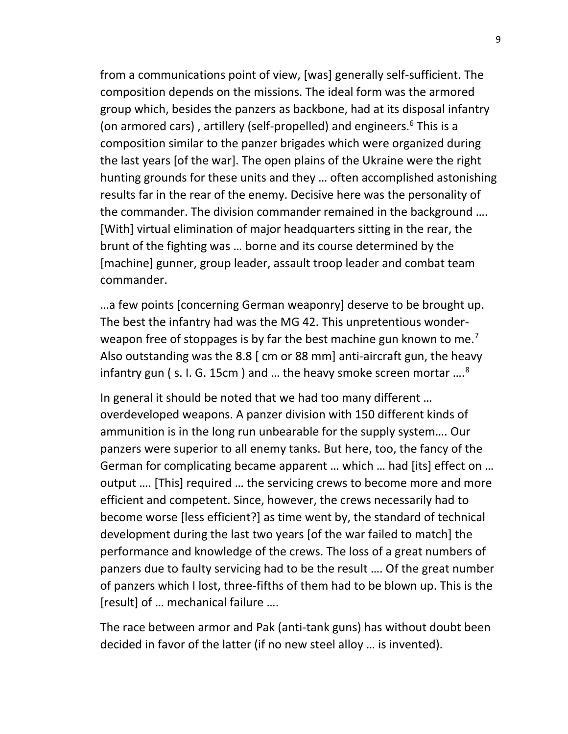from a communications point of view, [was] generally self-sufficient. The composition depends on the missions. The ideal form was the armored group which, besides the panzers as backbone, had at its disposal infantry (on armored cars) , artillery (self-propelled) and engineers.[6] This is a composition similar to the panzer brigades which were organized during the last years [of the war]. The open plains of the Ukraine were the right hunting grounds for these units and they … often accomplished astonishing results far in the rear of the enemy. Decisive here was the personality of the commander. The division commander remained in the background …. [With] virtual elimination of major headquarters sitting in the rear, the brunt of the fighting was … borne and its course determined by the [machine] gunner, group leader, assault troop leader and combat team commander.

…a few points [concerning German weaponry] deserve to be brought up. The best the infantry had was the MG 42. This unpretentious wonder-weapon free of stoppages is by far the best machine gun known to me.[7] Also outstanding was the 8.8 [ cm or 88 mm] anti-aircraft gun, the heavy infantry gun ( s. I. G. 15cm ) and … the heavy smoke screen mortar ….[8]

In general it should be noted that we had too many different … overdeveloped weapons. A panzer division with 150 different kinds of ammunition is in the long run unbearable for the supply system…. Our panzers were superior to all enemy tanks. But here, too, the fancy of the German for complicating became apparent … which … had [its] effect on … output …. [This] required … the servicing crews to become more and more efficient and competent. Since, however, the crews necessarily had to become worse [less efficient?] as time went by, the standard of technical development during the last two years [of the war failed to match] the performance and knowledge of the crews. The loss of a great numbers of panzers due to faulty servicing had to be the result …. Of the great number of panzers which I lost, three-fifths of them had to be blown up. This is the [result] of … mechanical failure ….

The race between armor and Pak (anti-tank guns) has without doubt been decided in favor of the latter (if no new steel alloy … is invented).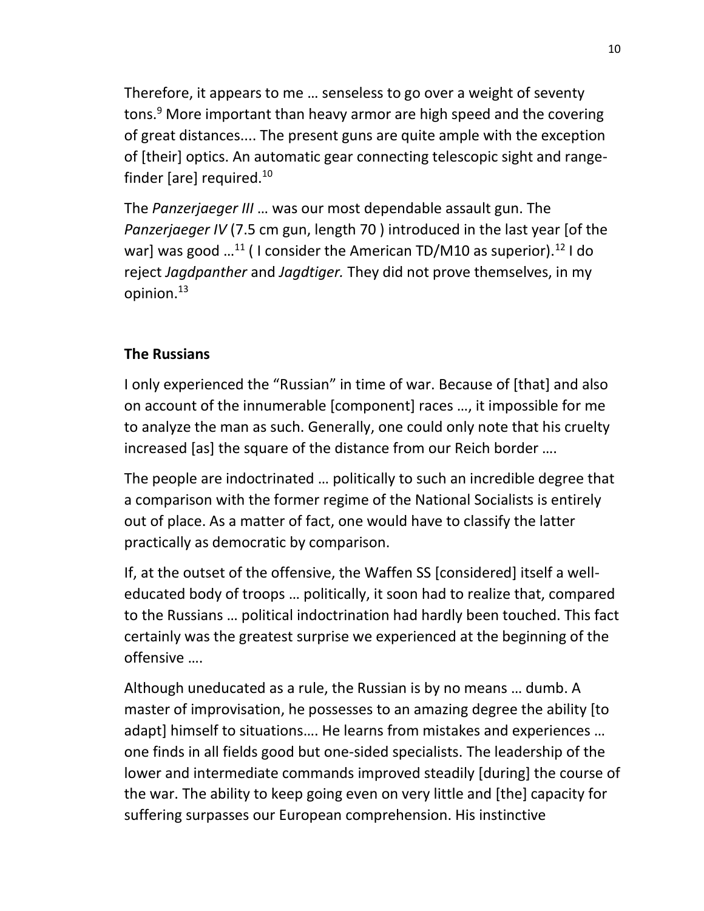Therefore, it appears to me … senseless to go over a weight of seventy tons.[9] More important than heavy armor are high speed and the covering of great distances.... The present guns are quite ample with the exception of [their] optics. An automatic gear connecting telescopic sight and range-finder [are] required.[10]

The *Panzerjaeger III* … was our most dependable assault gun. The *Panzerjaeger IV* (7.5 cm gun, length 70 ) introduced in the last year [of the war] was good …[11] ( I consider the American TD/M10 as superior).[12] I do reject *Jagdpanther* and *Jagdtiger.* They did not prove themselves, in my opinion.[13]

**The Russians**

I only experienced the "Russian" in time of war. Because of [that] and also on account of the innumerable [component] races …, it impossible for me to analyze the man as such. Generally, one could only note that his cruelty increased [as] the square of the distance from our Reich border ….

The people are indoctrinated … politically to such an incredible degree that a comparison with the former regime of the National Socialists is entirely out of place. As a matter of fact, one would have to classify the latter practically as democratic by comparison.

If, at the outset of the offensive, the Waffen SS [considered] itself a well-educated body of troops … politically, it soon had to realize that, compared to the Russians … political indoctrination had hardly been touched. This fact certainly was the greatest surprise we experienced at the beginning of the offensive ….

Although uneducated as a rule, the Russian is by no means … dumb. A master of improvisation, he possesses to an amazing degree the ability [to adapt] himself to situations…. He learns from mistakes and experiences … one finds in all fields good but one-sided specialists. The leadership of the lower and intermediate commands improved steadily [during] the course of the war. The ability to keep going even on very little and [the] capacity for suffering surpasses our European comprehension. His instinctive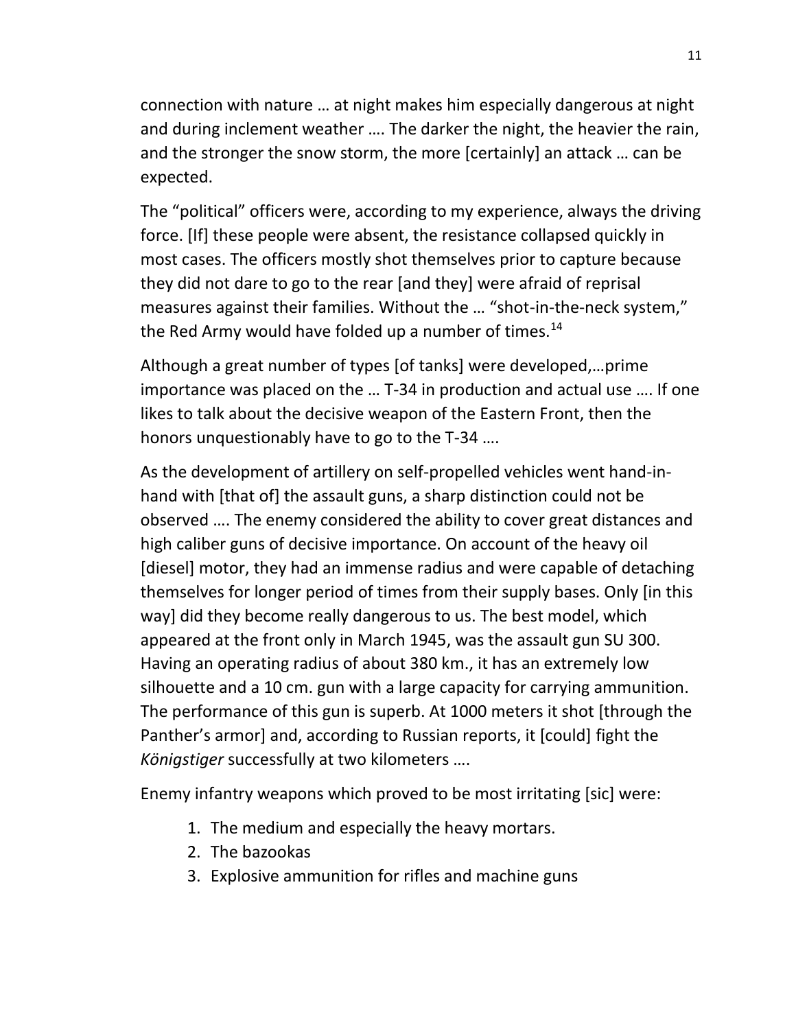connection with nature … at night makes him especially dangerous at night and during inclement weather …. The darker the night, the heavier the rain, and the stronger the snow storm, the more [certainly] an attack … can be expected.

The "political" officers were, according to my experience, always the driving force. [If] these people were absent, the resistance collapsed quickly in most cases. The officers mostly shot themselves prior to capture because they did not dare to go to the rear [and they] were afraid of reprisal measures against their families. Without the … "shot-in-the-neck system," the Red Army would have folded up a number of times.[14]

Although a great number of types [of tanks] were developed,…prime importance was placed on the … T-34 in production and actual use …. If one likes to talk about the decisive weapon of the Eastern Front, then the honors unquestionably have to go to the T-34 ….

As the development of artillery on self-propelled vehicles went hand-in-hand with [that of] the assault guns, a sharp distinction could not be observed …. The enemy considered the ability to cover great distances and high caliber guns of decisive importance. On account of the heavy oil [diesel] motor, they had an immense radius and were capable of detaching themselves for longer period of times from their supply bases. Only [in this way] did they become really dangerous to us. The best model, which appeared at the front only in March 1945, was the assault gun SU 300. Having an operating radius of about 380 km., it has an extremely low silhouette and a 10 cm. gun with a large capacity for carrying ammunition. The performance of this gun is superb. At 1000 meters it shot [through the Panther's armor] and, according to Russian reports, it [could] fight the *Königstiger* successfully at two kilometers ….

Enemy infantry weapons which proved to be most irritating [sic] were:

1. The medium and especially the heavy mortars.
2. The bazookas
3. Explosive ammunition for rifles and machine guns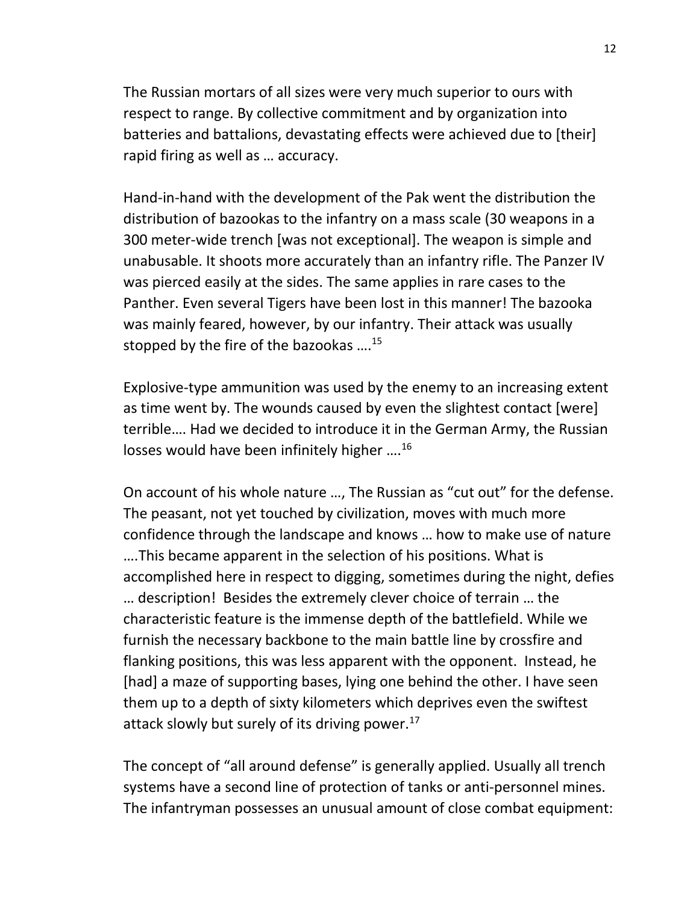The Russian mortars of all sizes were very much superior to ours with respect to range. By collective commitment and by organization into batteries and battalions, devastating effects were achieved due to [their] rapid firing as well as … accuracy.

Hand-in-hand with the development of the Pak went the distribution the distribution of bazookas to the infantry on a mass scale (30 weapons in a 300 meter-wide trench [was not exceptional]. The weapon is simple and unabusable. It shoots more accurately than an infantry rifle. The Panzer IV was pierced easily at the sides. The same applies in rare cases to the Panther. Even several Tigers have been lost in this manner! The bazooka was mainly feared, however, by our infantry. Their attack was usually stopped by the fire of the bazookas ….[15]

Explosive-type ammunition was used by the enemy to an increasing extent as time went by. The wounds caused by even the slightest contact [were] terrible…. Had we decided to introduce it in the German Army, the Russian losses would have been infinitely higher ….[16]

On account of his whole nature …, The Russian as "cut out" for the defense. The peasant, not yet touched by civilization, moves with much more confidence through the landscape and knows … how to make use of nature ….This became apparent in the selection of his positions. What is accomplished here in respect to digging, sometimes during the night, defies … description! Besides the extremely clever choice of terrain … the characteristic feature is the immense depth of the battlefield. While we furnish the necessary backbone to the main battle line by crossfire and flanking positions, this was less apparent with the opponent. Instead, he [had] a maze of supporting bases, lying one behind the other. I have seen them up to a depth of sixty kilometers which deprives even the swiftest attack slowly but surely of its driving power.[17]

The concept of "all around defense" is generally applied. Usually all trench systems have a second line of protection of tanks or anti-personnel mines. The infantryman possesses an unusual amount of close combat equipment: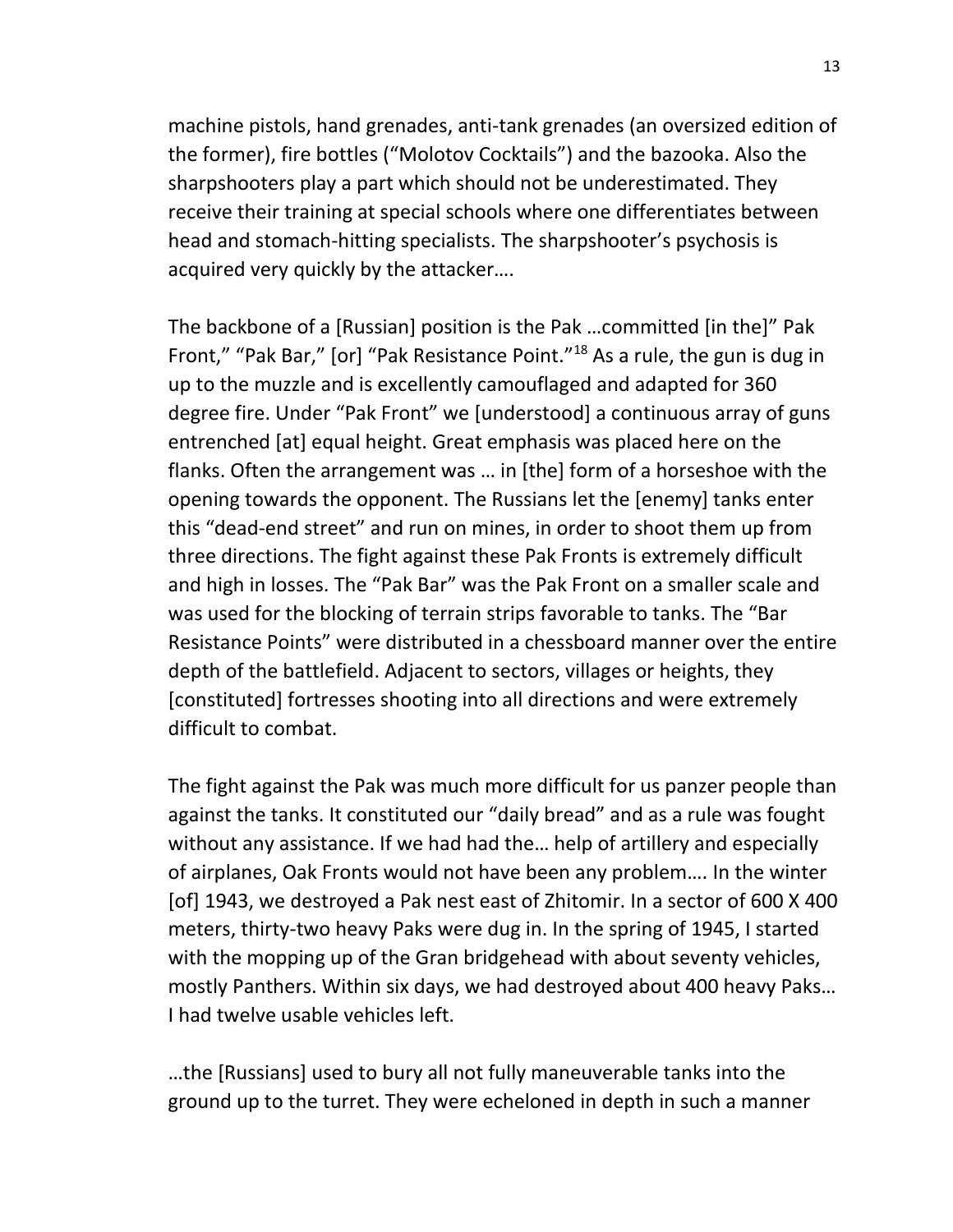machine pistols, hand grenades, anti-tank grenades (an oversized edition of the former), fire bottles ("Molotov Cocktails") and the bazooka. Also the sharpshooters play a part which should not be underestimated. They receive their training at special schools where one differentiates between head and stomach-hitting specialists. The sharpshooter's psychosis is acquired very quickly by the attacker….

The backbone of a [Russian] position is the Pak …committed [in the]" Pak Front," "Pak Bar," [or] "Pak Resistance Point."[18] As a rule, the gun is dug in up to the muzzle and is excellently camouflaged and adapted for 360 degree fire. Under "Pak Front" we [understood] a continuous array of guns entrenched [at] equal height. Great emphasis was placed here on the flanks. Often the arrangement was … in [the] form of a horseshoe with the opening towards the opponent. The Russians let the [enemy] tanks enter this "dead-end street" and run on mines, in order to shoot them up from three directions. The fight against these Pak Fronts is extremely difficult and high in losses. The "Pak Bar" was the Pak Front on a smaller scale and was used for the blocking of terrain strips favorable to tanks. The "Bar Resistance Points" were distributed in a chessboard manner over the entire depth of the battlefield. Adjacent to sectors, villages or heights, they [constituted] fortresses shooting into all directions and were extremely difficult to combat.

The fight against the Pak was much more difficult for us panzer people than against the tanks. It constituted our "daily bread" and as a rule was fought without any assistance. If we had had the… help of artillery and especially of airplanes, Oak Fronts would not have been any problem…. In the winter [of] 1943, we destroyed a Pak nest east of Zhitomir. In a sector of 600 X 400 meters, thirty-two heavy Paks were dug in. In the spring of 1945, I started with the mopping up of the Gran bridgehead with about seventy vehicles, mostly Panthers. Within six days, we had destroyed about 400 heavy Paks… I had twelve usable vehicles left.

…the [Russians] used to bury all not fully maneuverable tanks into the ground up to the turret. They were echeloned in depth in such a manner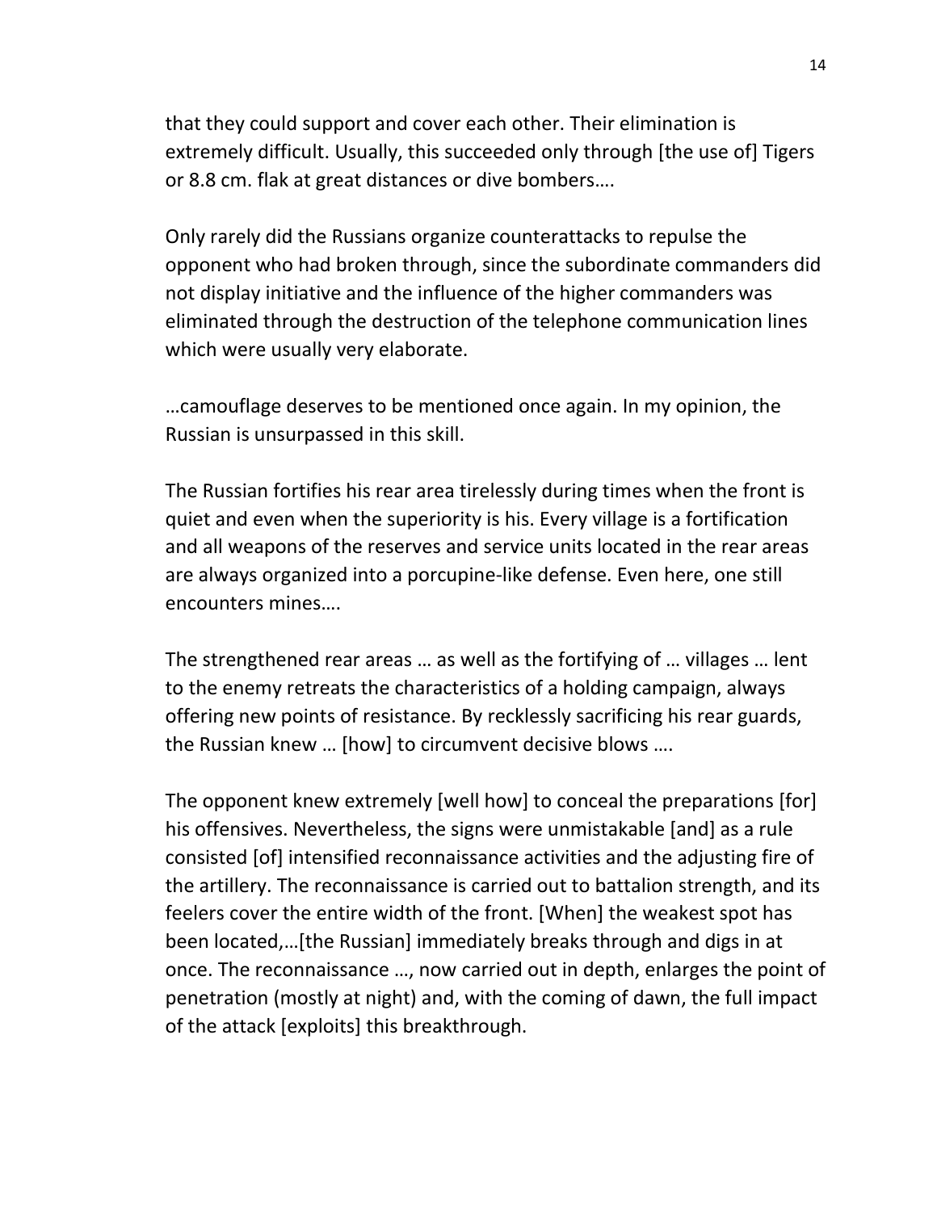that they could support and cover each other. Their elimination is extremely difficult. Usually, this succeeded only through [the use of] Tigers or 8.8 cm. flak at great distances or dive bombers….

Only rarely did the Russians organize counterattacks to repulse the opponent who had broken through, since the subordinate commanders did not display initiative and the influence of the higher commanders was eliminated through the destruction of the telephone communication lines which were usually very elaborate.

…camouflage deserves to be mentioned once again. In my opinion, the Russian is unsurpassed in this skill.

The Russian fortifies his rear area tirelessly during times when the front is quiet and even when the superiority is his. Every village is a fortification and all weapons of the reserves and service units located in the rear areas are always organized into a porcupine-like defense. Even here, one still encounters mines….

The strengthened rear areas … as well as the fortifying of … villages … lent to the enemy retreats the characteristics of a holding campaign, always offering new points of resistance. By recklessly sacrificing his rear guards, the Russian knew … [how] to circumvent decisive blows ….

The opponent knew extremely [well how] to conceal the preparations [for] his offensives. Nevertheless, the signs were unmistakable [and] as a rule consisted [of] intensified reconnaissance activities and the adjusting fire of the artillery. The reconnaissance is carried out to battalion strength, and its feelers cover the entire width of the front. [When] the weakest spot has been located,…[the Russian] immediately breaks through and digs in at once. The reconnaissance …, now carried out in depth, enlarges the point of penetration (mostly at night) and, with the coming of dawn, the full impact of the attack [exploits] this breakthrough.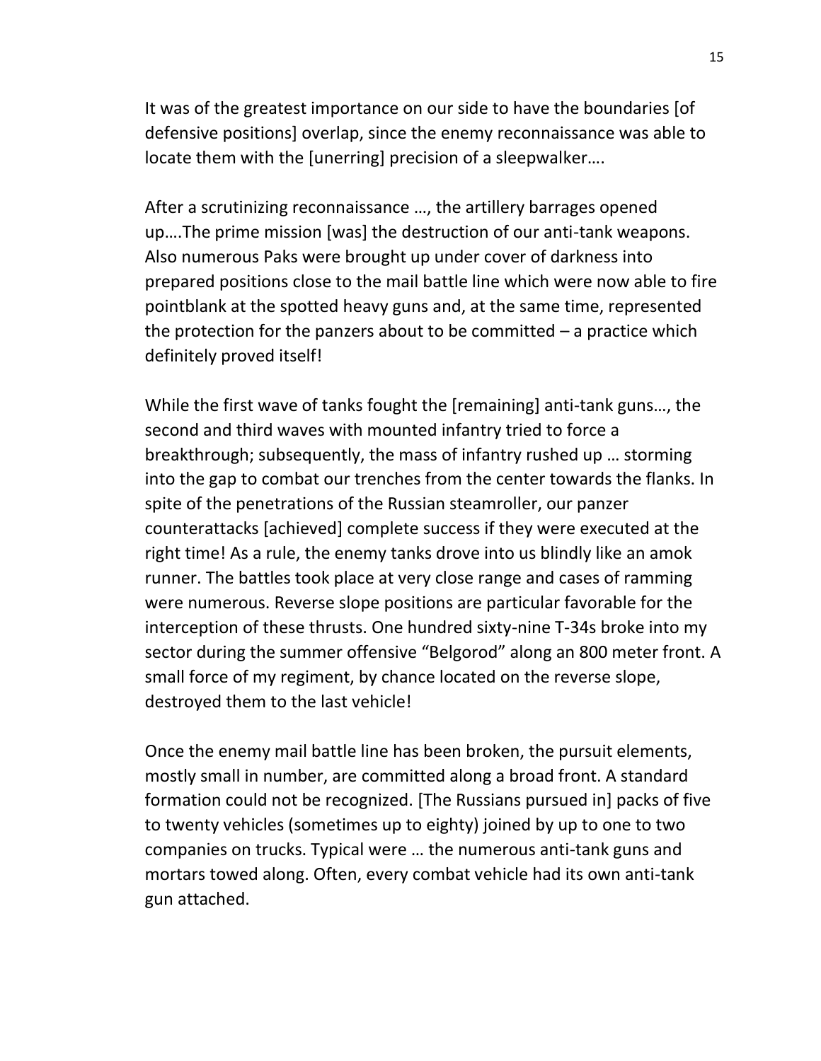It was of the greatest importance on our side to have the boundaries [of defensive positions] overlap, since the enemy reconnaissance was able to locate them with the [unerring] precision of a sleepwalker….

After a scrutinizing reconnaissance …, the artillery barrages opened up….The prime mission [was] the destruction of our anti-tank weapons. Also numerous Paks were brought up under cover of darkness into prepared positions close to the mail battle line which were now able to fire pointblank at the spotted heavy guns and, at the same time, represented the protection for the panzers about to be committed – a practice which definitely proved itself!

While the first wave of tanks fought the [remaining] anti-tank guns…, the second and third waves with mounted infantry tried to force a breakthrough; subsequently, the mass of infantry rushed up … storming into the gap to combat our trenches from the center towards the flanks. In spite of the penetrations of the Russian steamroller, our panzer counterattacks [achieved] complete success if they were executed at the right time! As a rule, the enemy tanks drove into us blindly like an amok runner. The battles took place at very close range and cases of ramming were numerous. Reverse slope positions are particular favorable for the interception of these thrusts. One hundred sixty-nine T-34s broke into my sector during the summer offensive "Belgorod" along an 800 meter front. A small force of my regiment, by chance located on the reverse slope, destroyed them to the last vehicle!

Once the enemy mail battle line has been broken, the pursuit elements, mostly small in number, are committed along a broad front. A standard formation could not be recognized. [The Russians pursued in] packs of five to twenty vehicles (sometimes up to eighty) joined by up to one to two companies on trucks. Typical were … the numerous anti-tank guns and mortars towed along. Often, every combat vehicle had its own anti-tank gun attached.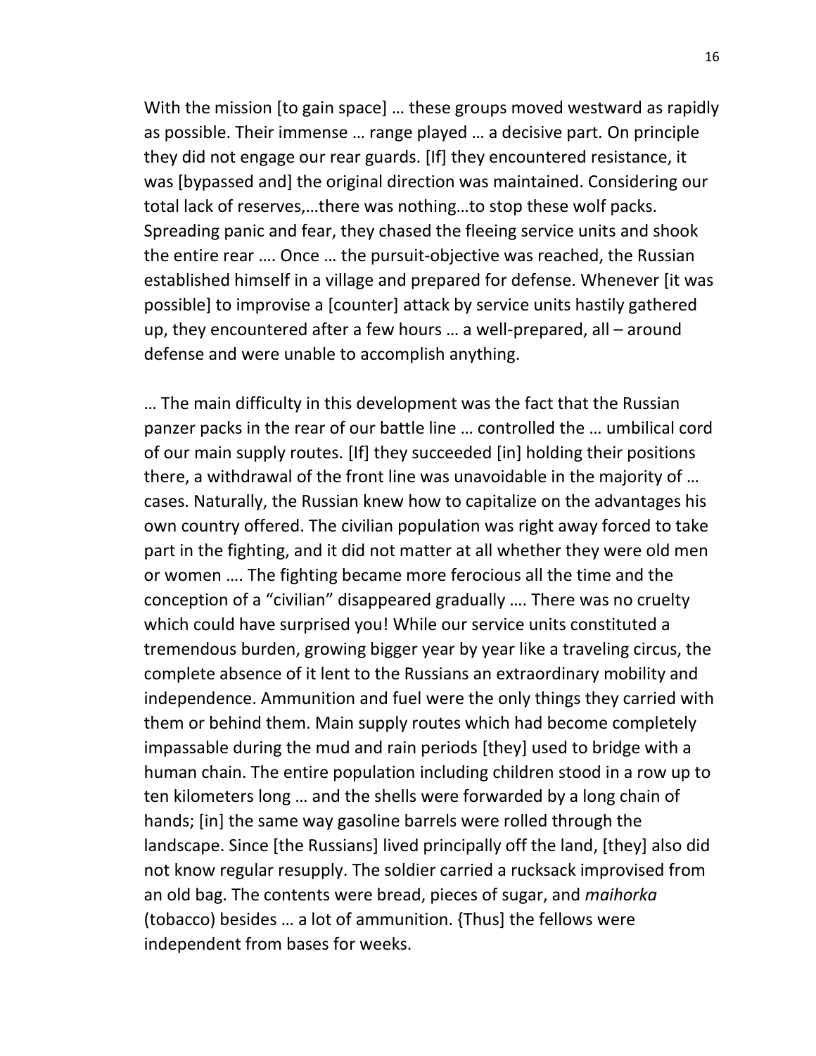With the mission [to gain space] … these groups moved westward as rapidly as possible. Their immense … range played … a decisive part. On principle they did not engage our rear guards. [If] they encountered resistance, it was [bypassed and] the original direction was maintained. Considering our total lack of reserves,…there was nothing…to stop these wolf packs. Spreading panic and fear, they chased the fleeing service units and shook the entire rear …. Once … the pursuit-objective was reached, the Russian established himself in a village and prepared for defense. Whenever [it was possible] to improvise a [counter] attack by service units hastily gathered up, they encountered after a few hours … a well-prepared, all – around defense and were unable to accomplish anything.

… The main difficulty in this development was the fact that the Russian panzer packs in the rear of our battle line … controlled the … umbilical cord of our main supply routes. [If] they succeeded [in] holding their positions there, a withdrawal of the front line was unavoidable in the majority of … cases. Naturally, the Russian knew how to capitalize on the advantages his own country offered. The civilian population was right away forced to take part in the fighting, and it did not matter at all whether they were old men or women …. The fighting became more ferocious all the time and the conception of a "civilian" disappeared gradually …. There was no cruelty which could have surprised you! While our service units constituted a tremendous burden, growing bigger year by year like a traveling circus, the complete absence of it lent to the Russians an extraordinary mobility and independence. Ammunition and fuel were the only things they carried with them or behind them. Main supply routes which had become completely impassable during the mud and rain periods [they] used to bridge with a human chain. The entire population including children stood in a row up to ten kilometers long … and the shells were forwarded by a long chain of hands; [in] the same way gasoline barrels were rolled through the landscape. Since [the Russians] lived principally off the land, [they] also did not know regular resupply. The soldier carried a rucksack improvised from an old bag. The contents were bread, pieces of sugar, and *maihorka* (tobacco) besides … a lot of ammunition. {Thus] the fellows were independent from bases for weeks.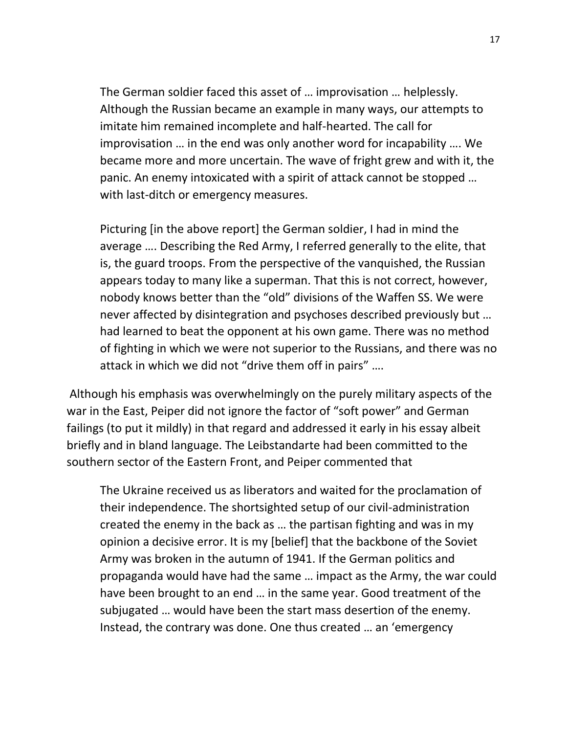> The German soldier faced this asset of … improvisation … helplessly. Although the Russian became an example in many ways, our attempts to imitate him remained incomplete and half-hearted. The call for improvisation … in the end was only another word for incapability …. We became more and more uncertain. The wave of fright grew and with it, the panic. An enemy intoxicated with a spirit of attack cannot be stopped … with last-ditch or emergency measures.
>
> Picturing [in the above report] the German soldier, I had in mind the average …. Describing the Red Army, I referred generally to the elite, that is, the guard troops. From the perspective of the vanquished, the Russian appears today to many like a superman. That this is not correct, however, nobody knows better than the "old" divisions of the Waffen SS. We were never affected by disintegration and psychoses described previously but … had learned to beat the opponent at his own game. There was no method of fighting in which we were not superior to the Russians, and there was no attack in which we did not "drive them off in pairs" ….

Although his emphasis was overwhelmingly on the purely military aspects of the war in the East, Peiper did not ignore the factor of "soft power" and German failings (to put it mildly) in that regard and addressed it early in his essay albeit briefly and in bland language. The Leibstandarte had been committed to the southern sector of the Eastern Front, and Peiper commented that

> The Ukraine received us as liberators and waited for the proclamation of their independence. The shortsighted setup of our civil-administration created the enemy in the back as … the partisan fighting and was in my opinion a decisive error. It is my [belief] that the backbone of the Soviet Army was broken in the autumn of 1941. If the German politics and propaganda would have had the same … impact as the Army, the war could have been brought to an end … in the same year. Good treatment of the subjugated … would have been the start mass desertion of the enemy. Instead, the contrary was done. One thus created … an 'emergency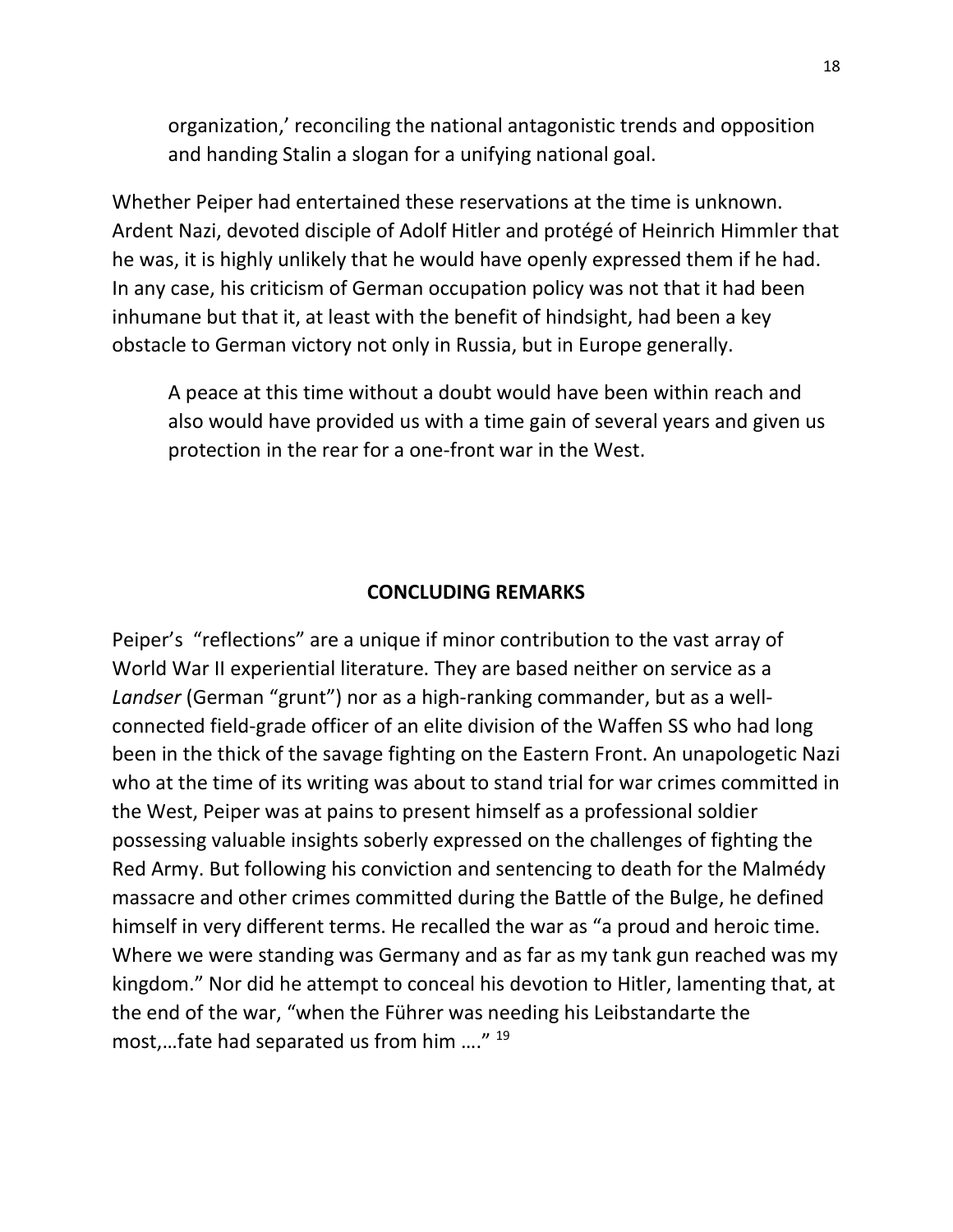> organization,' reconciling the national antagonistic trends and opposition and handing Stalin a slogan for a unifying national goal.

Whether Peiper had entertained these reservations at the time is unknown. Ardent Nazi, devoted disciple of Adolf Hitler and protégé of Heinrich Himmler that he was, it is highly unlikely that he would have openly expressed them if he had. In any case, his criticism of German occupation policy was not that it had been inhumane but that it, at least with the benefit of hindsight, had been a key obstacle to German victory not only in Russia, but in Europe generally.

> A peace at this time without a doubt would have been within reach and also would have provided us with a time gain of several years and given us protection in the rear for a one-front war in the West.

## CONCLUDING REMARKS

Peiper's "reflections" are a unique if minor contribution to the vast array of World War II experiential literature. They are based neither on service as a *Landser* (German "grunt") nor as a high-ranking commander, but as a well-connected field-grade officer of an elite division of the Waffen SS who had long been in the thick of the savage fighting on the Eastern Front. An unapologetic Nazi who at the time of its writing was about to stand trial for war crimes committed in the West, Peiper was at pains to present himself as a professional soldier possessing valuable insights soberly expressed on the challenges of fighting the Red Army. But following his conviction and sentencing to death for the Malmédy massacre and other crimes committed during the Battle of the Bulge, he defined himself in very different terms. He recalled the war as "a proud and heroic time. Where we were standing was Germany and as far as my tank gun reached was my kingdom." Nor did he attempt to conceal his devotion to Hitler, lamenting that, at the end of the war, "when the Führer was needing his Leibstandarte the most,…fate had separated us from him …." [19]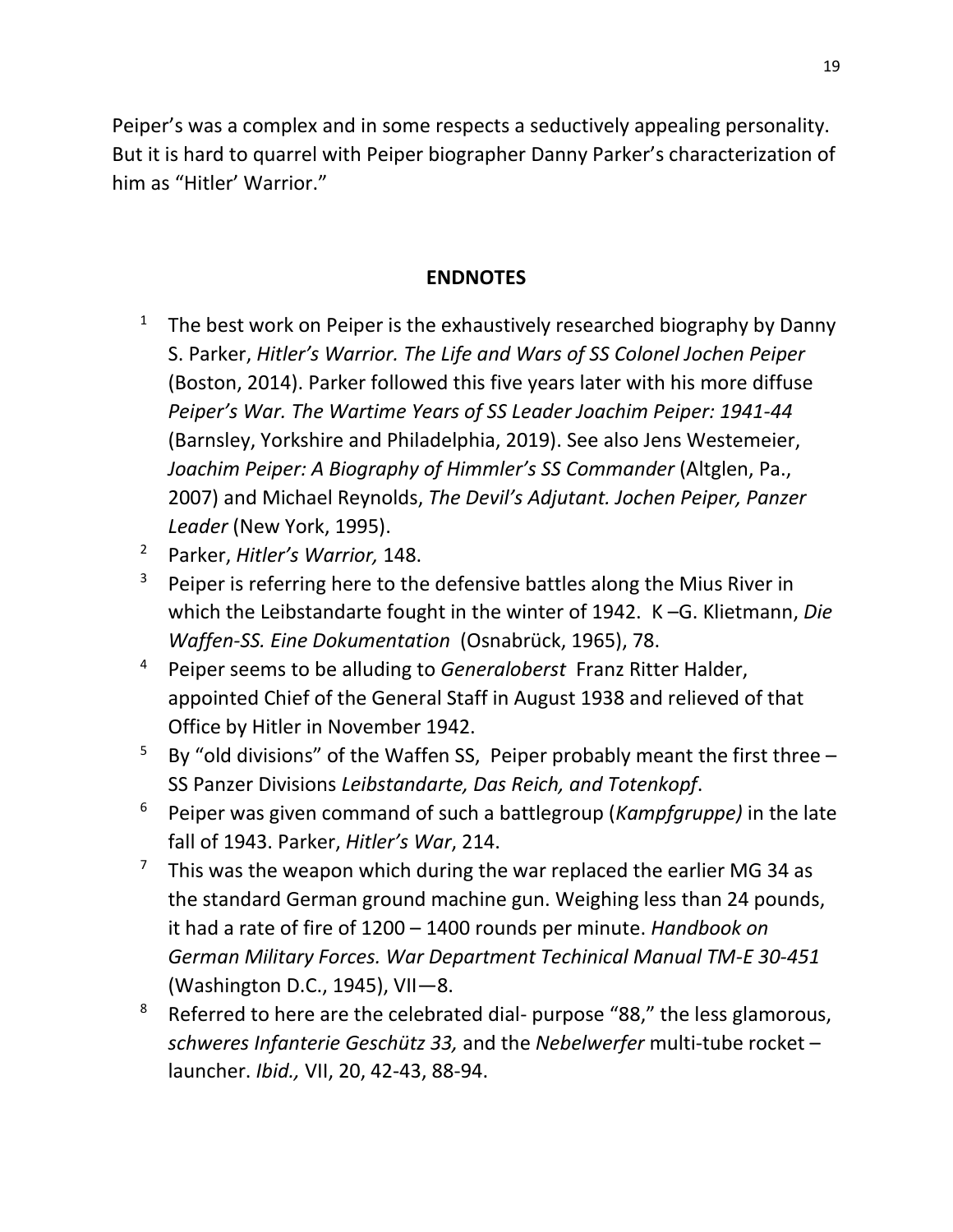Peiper's was a complex and in some respects a seductively appealing personality. But it is hard to quarrel with Peiper biographer Danny Parker's characterization of him as "Hitler' Warrior."

## ENDNOTES

1. The best work on Peiper is the exhaustively researched biography by Danny S. Parker, *Hitler's Warrior. The Life and Wars of SS Colonel Jochen Peiper* (Boston, 2014). Parker followed this five years later with his more diffuse *Peiper's War. The Wartime Years of SS Leader Joachim Peiper: 1941-44* (Barnsley, Yorkshire and Philadelphia, 2019). See also Jens Westemeier, *Joachim Peiper: A Biography of Himmler's SS Commander* (Altglen, Pa., 2007) and Michael Reynolds, *The Devil's Adjutant. Jochen Peiper, Panzer Leader* (New York, 1995).
2. Parker, *Hitler's Warrior,* 148.
3. Peiper is referring here to the defensive battles along the Mius River in which the Leibstandarte fought in the winter of 1942. K –G. Klietmann, *Die Waffen-SS. Eine Dokumentation* (Osnabrück, 1965), 78.
4. Peiper seems to be alluding to *Generaloberst* Franz Ritter Halder, appointed Chief of the General Staff in August 1938 and relieved of that Office by Hitler in November 1942.
5. By "old divisions" of the Waffen SS, Peiper probably meant the first three – SS Panzer Divisions *Leibstandarte, Das Reich, and Totenkopf*.
6. Peiper was given command of such a battlegroup (*Kampfgruppe)* in the late fall of 1943. Parker, *Hitler's War*, 214.
7. This was the weapon which during the war replaced the earlier MG 34 as the standard German ground machine gun. Weighing less than 24 pounds, it had a rate of fire of 1200 – 1400 rounds per minute. *Handbook on German Military Forces. War Department Techinical Manual TM-E 30-451* (Washington D.C., 1945), VII—8.
8. Referred to here are the celebrated dial- purpose "88," the less glamorous, *schweres Infanterie Geschütz 33,* and the *Nebelwerfer* multi-tube rocket – launcher. *Ibid.,* VII, 20, 42-43, 88-94.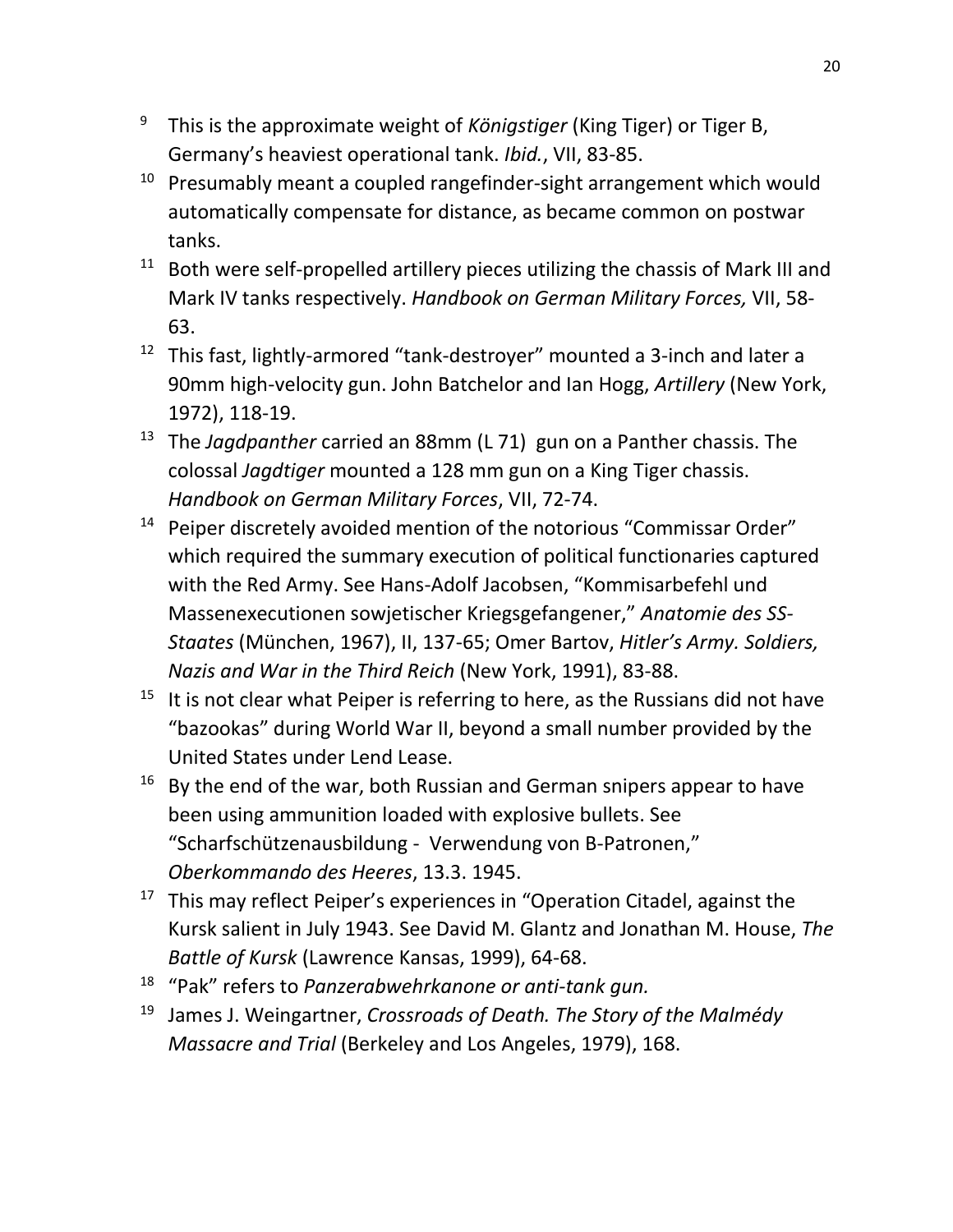9 This is the approximate weight of *Königstiger* (King Tiger) or Tiger B, Germany's heaviest operational tank. *Ibid.*, VII, 83-85.

10 Presumably meant a coupled rangefinder-sight arrangement which would automatically compensate for distance, as became common on postwar tanks.

11 Both were self-propelled artillery pieces utilizing the chassis of Mark III and Mark IV tanks respectively. *Handbook on German Military Forces,* VII, 58-63.

12 This fast, lightly-armored "tank-destroyer" mounted a 3-inch and later a 90mm high-velocity gun. John Batchelor and Ian Hogg, *Artillery* (New York, 1972), 118-19.

13 The *Jagdpanther* carried an 88mm (L 71) gun on a Panther chassis. The colossal *Jagdtiger* mounted a 128 mm gun on a King Tiger chassis. *Handbook on German Military Forces*, VII, 72-74.

14 Peiper discretely avoided mention of the notorious "Commissar Order" which required the summary execution of political functionaries captured with the Red Army. See Hans-Adolf Jacobsen, "Kommisarbefehl und Massenexecutionen sowjetischer Kriegsgefangener," *Anatomie des SS-Staates* (München, 1967), II, 137-65; Omer Bartov, *Hitler's Army. Soldiers, Nazis and War in the Third Reich* (New York, 1991), 83-88.

15 It is not clear what Peiper is referring to here, as the Russians did not have "bazookas" during World War II, beyond a small number provided by the United States under Lend Lease.

16 By the end of the war, both Russian and German snipers appear to have been using ammunition loaded with explosive bullets. See "Scharfschützenausbildung - Verwendung von B-Patronen," *Oberkommando des Heeres*, 13.3. 1945.

17 This may reflect Peiper's experiences in "Operation Citadel, against the Kursk salient in July 1943. See David M. Glantz and Jonathan M. House, *The Battle of Kursk* (Lawrence Kansas, 1999), 64-68.

18 "Pak" refers to *Panzerabwehrkanone or anti-tank gun.*

19 James J. Weingartner, *Crossroads of Death. The Story of the Malmédy Massacre and Trial* (Berkeley and Los Angeles, 1979), 168.